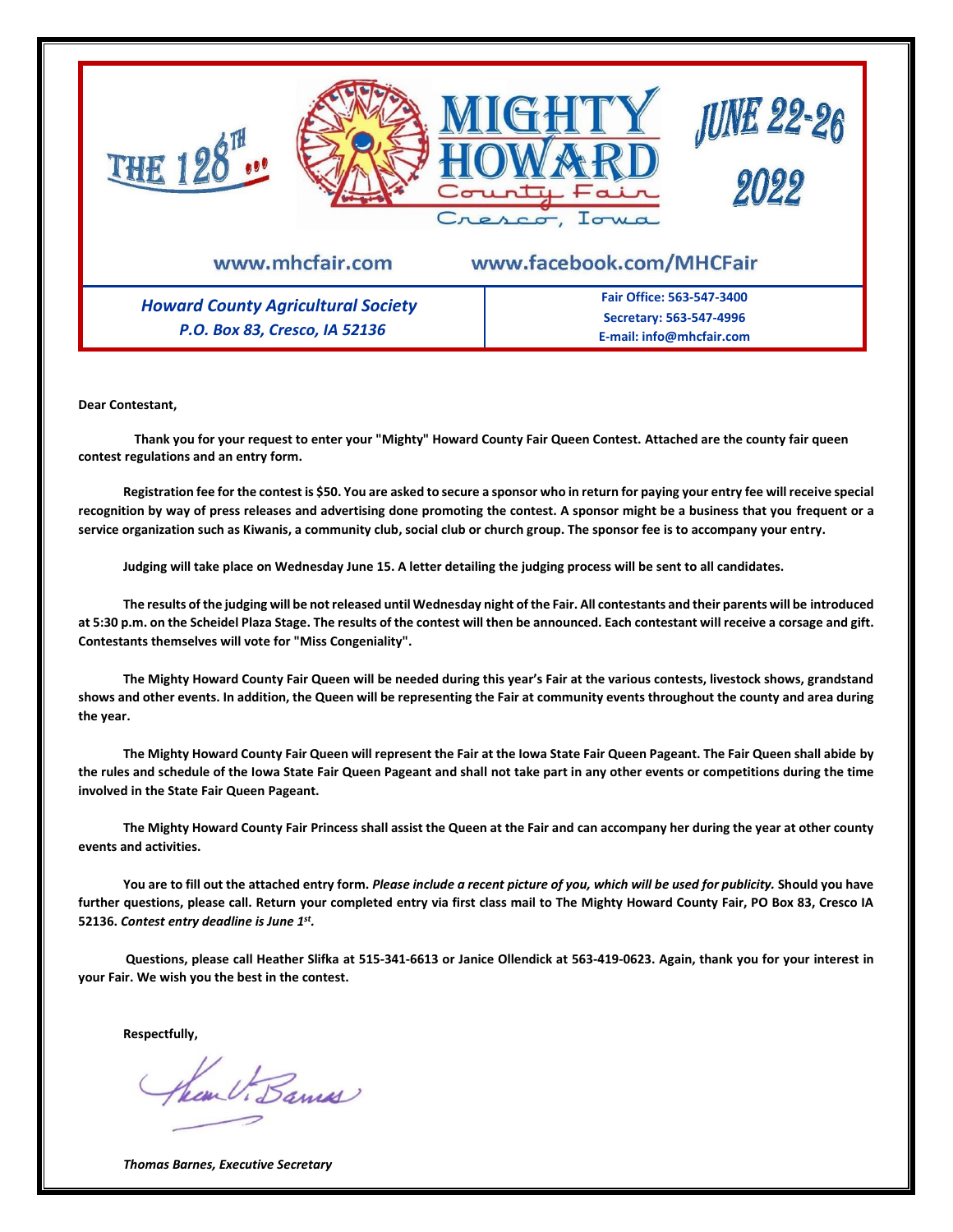THE 128TH...

# MIGHTY HOWARD County Fair

Cresco, Iowa

**JUNE 22-26 2022**

www.mhcfair.com www.facebook.com/MHCFair

*Howard County Agricultural Society*
*P.O. Box 83, Cresco, IA 52136*

**Fair Office: 563-547-3400**
**Secretary: 563-547-4996**
**E-mail: info@mhcfair.com**

**Dear Contestant,**

**Thank you for your request to enter your "Mighty" Howard County Fair Queen Contest. Attached are the county fair queen contest regulations and an entry form.**

**Registration fee for the contest is $50. You are asked to secure a sponsor who in return for paying your entry fee will receive special recognition by way of press releases and advertising done promoting the contest. A sponsor might be a business that you frequent or a service organization such as Kiwanis, a community club, social club or church group. The sponsor fee is to accompany your entry.**

**Judging will take place on Wednesday June 15. A letter detailing the judging process will be sent to all candidates.**

**The results of the judging will be not released until Wednesday night of the Fair. All contestants and their parents will be introduced at 5:30 p.m. on the Scheidel Plaza Stage. The results of the contest will then be announced. Each contestant will receive a corsage and gift. Contestants themselves will vote for "Miss Congeniality".**

**The Mighty Howard County Fair Queen will be needed during this year's Fair at the various contests, livestock shows, grandstand shows and other events. In addition, the Queen will be representing the Fair at community events throughout the county and area during the year.**

**The Mighty Howard County Fair Queen will represent the Fair at the Iowa State Fair Queen Pageant. The Fair Queen shall abide by the rules and schedule of the Iowa State Fair Queen Pageant and shall not take part in any other events or competitions during the time involved in the State Fair Queen Pageant.**

**The Mighty Howard County Fair Princess shall assist the Queen at the Fair and can accompany her during the year at other county events and activities.**

**You are to fill out the attached entry form. *Please include a recent picture of you, which will be used for publicity.* Should you have further questions, please call. Return your completed entry via first class mail to The Mighty Howard County Fair, PO Box 83, Cresco IA 52136. *Contest entry deadline is June 1st.***

**Questions, please call Heather Slifka at 515-341-6613 or Janice Ollendick at 563-419-0623. Again, thank you for your interest in your Fair. We wish you the best in the contest.**

**Respectfully,**

***Thomas Barnes, Executive Secretary***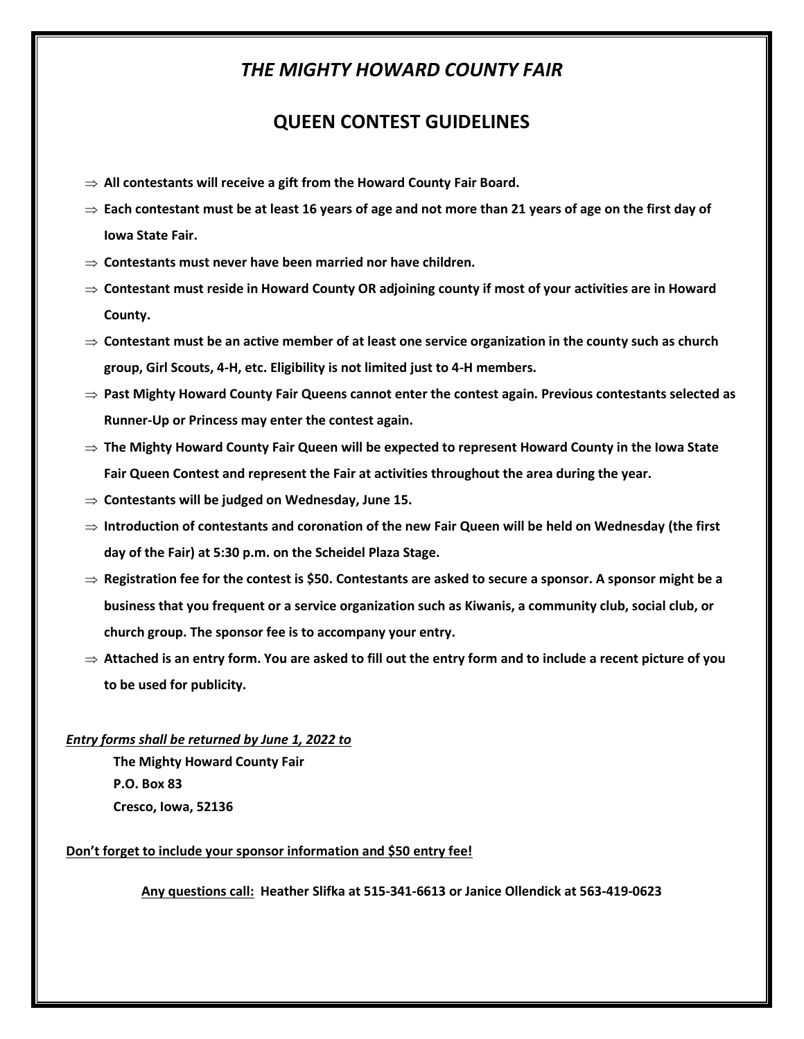# *THE MIGHTY HOWARD COUNTY FAIR*

## QUEEN CONTEST GUIDELINES

- **All contestants will receive a gift from the Howard County Fair Board.**
- **Each contestant must be at least 16 years of age and not more than 21 years of age on the first day of Iowa State Fair.**
- **Contestants must never have been married nor have children.**
- **Contestant must reside in Howard County OR adjoining county if most of your activities are in Howard County.**
- **Contestant must be an active member of at least one service organization in the county such as church group, Girl Scouts, 4-H, etc. Eligibility is not limited just to 4-H members.**
- **Past Mighty Howard County Fair Queens cannot enter the contest again. Previous contestants selected as Runner-Up or Princess may enter the contest again.**
- **The Mighty Howard County Fair Queen will be expected to represent Howard County in the Iowa State Fair Queen Contest and represent the Fair at activities throughout the area during the year.**
- **Contestants will be judged on Wednesday, June 15.**
- **Introduction of contestants and coronation of the new Fair Queen will be held on Wednesday (the first day of the Fair) at 5:30 p.m. on the Scheidel Plaza Stage.**
- **Registration fee for the contest is $50. Contestants are asked to secure a sponsor. A sponsor might be a business that you frequent or a service organization such as Kiwanis, a community club, social club, or church group. The sponsor fee is to accompany your entry.**
- **Attached is an entry form. You are asked to fill out the entry form and to include a recent picture of you to be used for publicity.**

***Entry forms shall be returned by June 1, 2022 to***

**The Mighty Howard County Fair**
**P.O. Box 83**
**Cresco, Iowa, 52136**

**Don't forget to include your sponsor information and $50 entry fee!**

**Any questions call: Heather Slifka at 515-341-6613 or Janice Ollendick at 563-419-0623**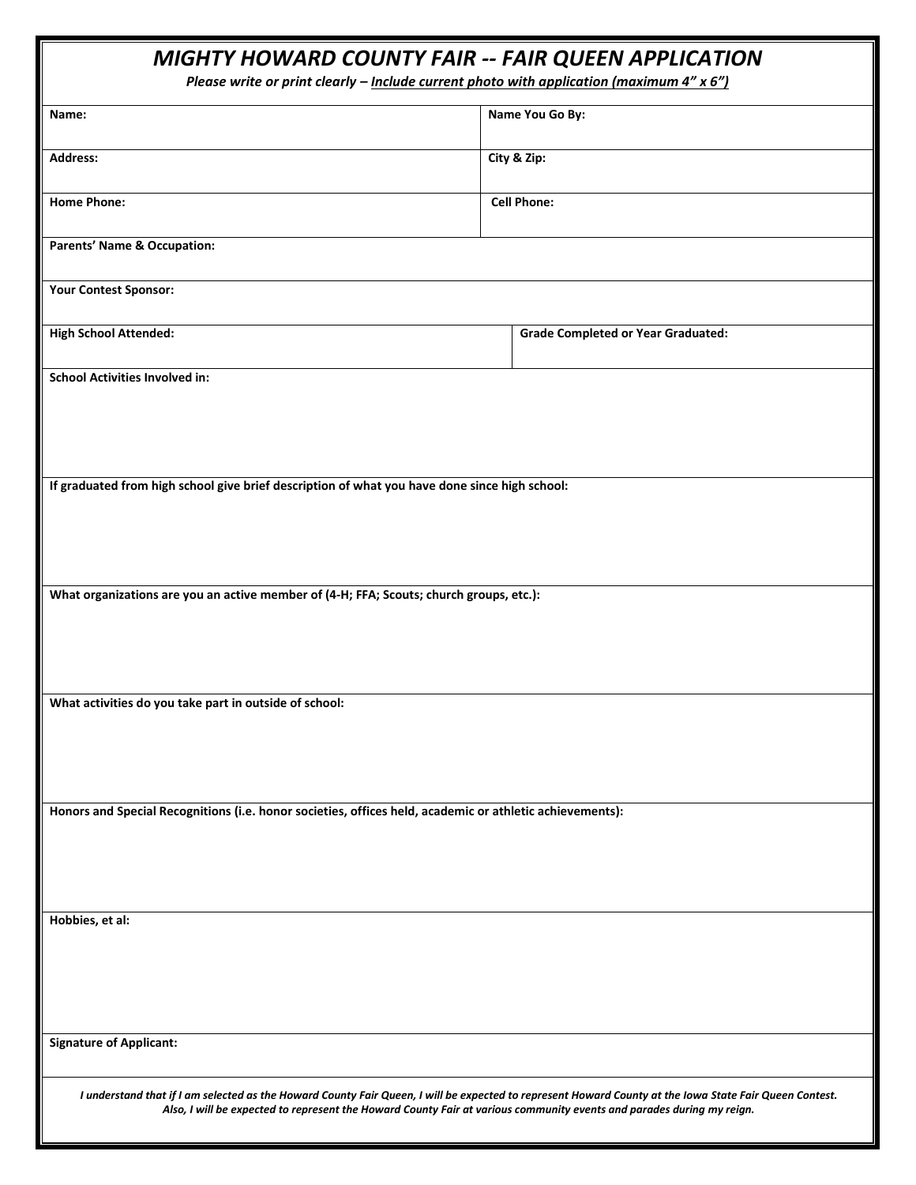# *MIGHTY HOWARD COUNTY FAIR -- FAIR QUEEN APPLICATION*

***Please write or print clearly – Include current photo with application (maximum 4" x 6")***

| | |
|---|---|
| **Name:** | **Name You Go By:** |
| **Address:** | **City & Zip:** |
| **Home Phone:** | **Cell Phone:** |

**Parents' Name & Occupation:**

**Your Contest Sponsor:**

| | |
|---|---|
| **High School Attended:** | **Grade Completed or Year Graduated:** |

**School Activities Involved in:**

**If graduated from high school give brief description of what you have done since high school:**

**What organizations are you an active member of (4-H; FFA; Scouts; church groups, etc.):**

**What activities do you take part in outside of school:**

**Honors and Special Recognitions (i.e. honor societies, offices held, academic or athletic achievements):**

**Hobbies, et al:**

**Signature of Applicant:**

***I understand that if I am selected as the Howard County Fair Queen, I will be expected to represent Howard County at the Iowa State Fair Queen Contest. Also, I will be expected to represent the Howard County Fair at various community events and parades during my reign.***